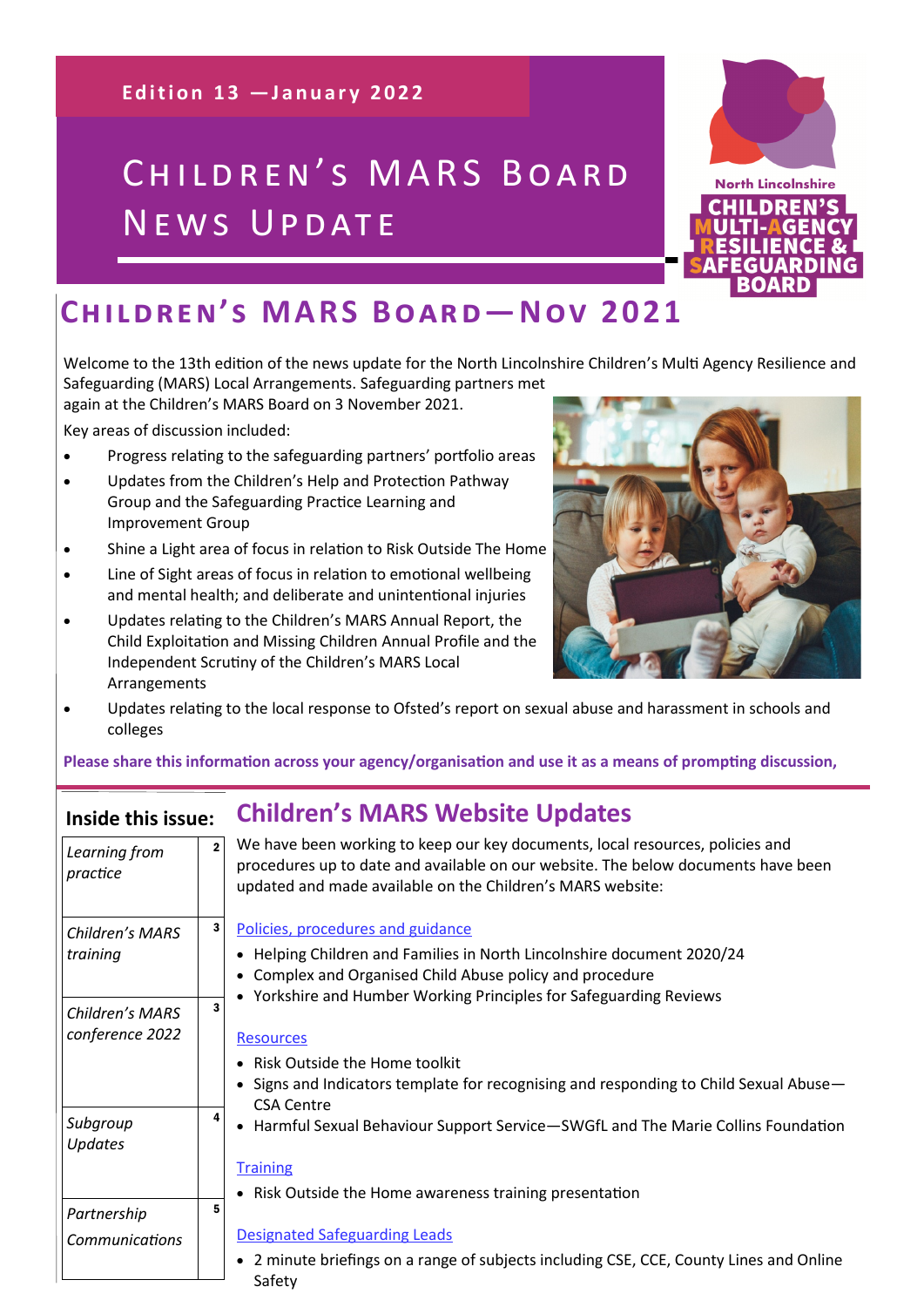Edition 13 —January 2022

# Children's MARS Board News Update

North Lincolnshire Children's Multi-Agency Resilience & Safeguarding Board

## Children's MARS Board—Nov 2021

Welcome to the 13th edition of the news update for the North Lincolnshire Children's Multi Agency Resilience and Safeguarding (MARS) Local Arrangements. Safeguarding partners met again at the Children's MARS Board on 3 November 2021.

Key areas of discussion included:

- Progress relating to the safeguarding partners' portfolio areas
- Updates from the Children's Help and Protection Pathway Group and the Safeguarding Practice Learning and Improvement Group
- Shine a Light area of focus in relation to Risk Outside The Home
- Line of Sight areas of focus in relation to emotional wellbeing and mental health; and deliberate and unintentional injuries
- Updates relating to the Children's MARS Annual Report, the Child Exploitation and Missing Children Annual Profile and the Independent Scrutiny of the Children's MARS Local Arrangements
- Updates relating to the local response to Ofsted's report on sexual abuse and harassment in schools and colleges

**Please share this information across your agency/organisation and use it as a means of prompting discussion,**

### Inside this issue:

| | |
|---|---|
| *Learning from practice* | 2 |
| *Children's MARS training* | 3 |
| *Children's MARS conference 2022* | 3 |
| *Subgroup Updates* | 4 |
| *Partnership Communications* | 5 |

## Children's MARS Website Updates

We have been working to keep our key documents, local resources, policies and procedures up to date and available on our website. The below documents have been updated and made available on the Children's MARS website:

Policies, procedures and guidance

- Helping Children and Families in North Lincolnshire document 2020/24
- Complex and Organised Child Abuse policy and procedure
- Yorkshire and Humber Working Principles for Safeguarding Reviews

Resources

- Risk Outside the Home toolkit
- Signs and Indicators template for recognising and responding to Child Sexual Abuse—CSA Centre
- Harmful Sexual Behaviour Support Service—SWGfL and The Marie Collins Foundation

Training

- Risk Outside the Home awareness training presentation

Designated Safeguarding Leads

- 2 minute briefings on a range of subjects including CSE, CCE, County Lines and Online Safety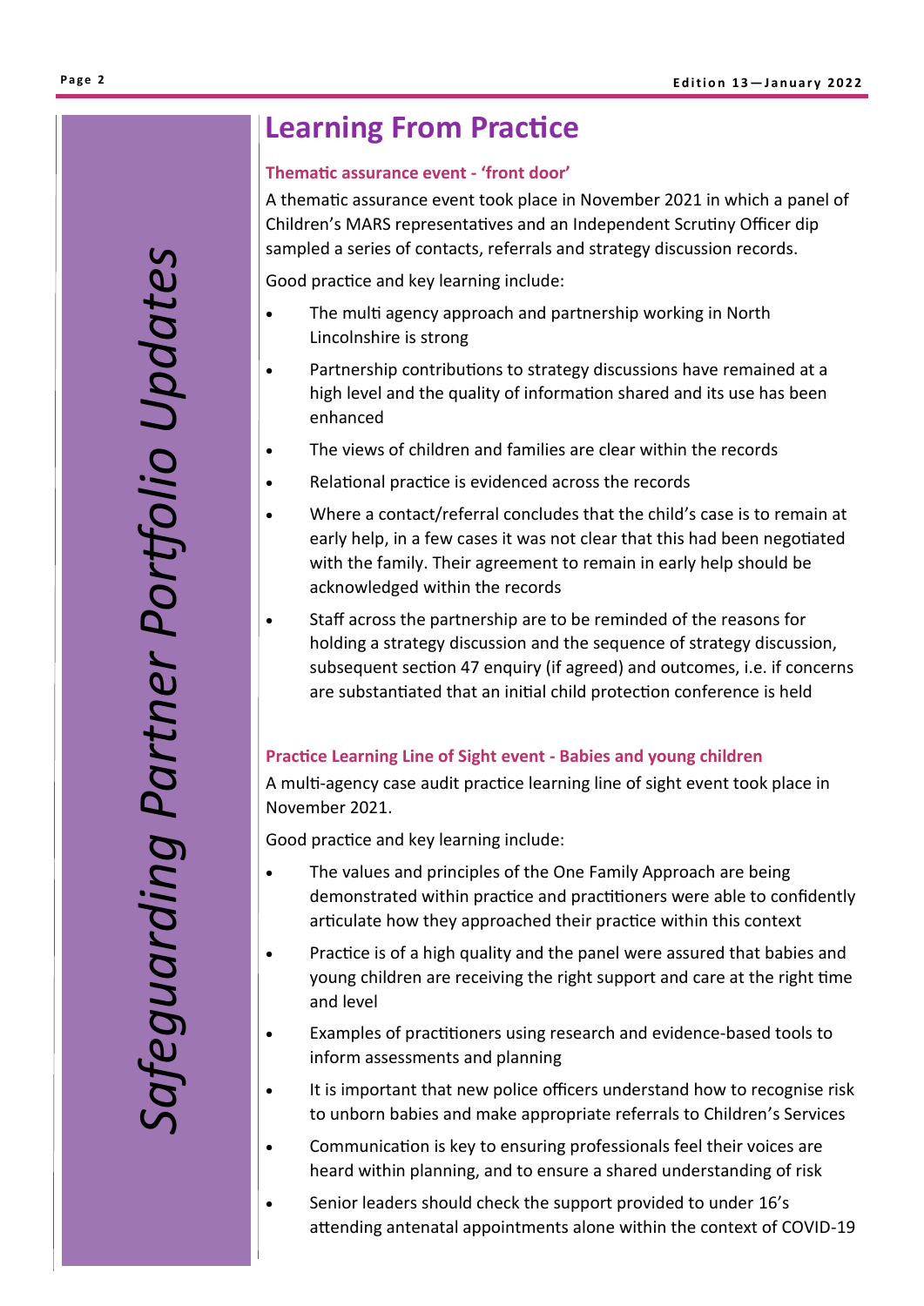*Safeguarding Partner Portfolio Updates*

## Learning From Practice

### Thematic assurance event - 'front door'

A thematic assurance event took place in November 2021 in which a panel of Children's MARS representatives and an Independent Scrutiny Officer dip sampled a series of contacts, referrals and strategy discussion records.

Good practice and key learning include:

- The multi agency approach and partnership working in North Lincolnshire is strong
- Partnership contributions to strategy discussions have remained at a high level and the quality of information shared and its use has been enhanced
- The views of children and families are clear within the records
- Relational practice is evidenced across the records
- Where a contact/referral concludes that the child's case is to remain at early help, in a few cases it was not clear that this had been negotiated with the family. Their agreement to remain in early help should be acknowledged within the records
- Staff across the partnership are to be reminded of the reasons for holding a strategy discussion and the sequence of strategy discussion, subsequent section 47 enquiry (if agreed) and outcomes, i.e. if concerns are substantiated that an initial child protection conference is held

### Practice Learning Line of Sight event - Babies and young children

A multi-agency case audit practice learning line of sight event took place in November 2021.

Good practice and key learning include:

- The values and principles of the One Family Approach are being demonstrated within practice and practitioners were able to confidently articulate how they approached their practice within this context
- Practice is of a high quality and the panel were assured that babies and young children are receiving the right support and care at the right time and level
- Examples of practitioners using research and evidence-based tools to inform assessments and planning
- It is important that new police officers understand how to recognise risk to unborn babies and make appropriate referrals to Children's Services
- Communication is key to ensuring professionals feel their voices are heard within planning, and to ensure a shared understanding of risk
- Senior leaders should check the support provided to under 16's attending antenatal appointments alone within the context of COVID-19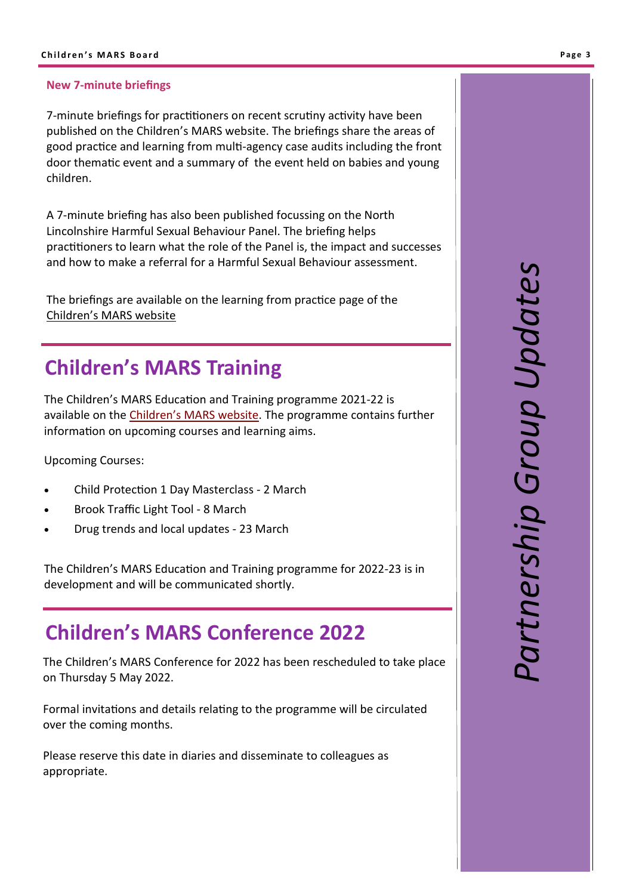### New 7-minute briefings

7-minute briefings for practitioners on recent scrutiny activity have been published on the Children's MARS website. The briefings share the areas of good practice and learning from multi-agency case audits including the front door thematic event and a summary of the event held on babies and young children.

A 7-minute briefing has also been published focussing on the North Lincolnshire Harmful Sexual Behaviour Panel. The briefing helps practitioners to learn what the role of the Panel is, the impact and successes and how to make a referral for a Harmful Sexual Behaviour assessment.

The briefings are available on the learning from practice page of the Children's MARS website

## Children's MARS Training

The Children's MARS Education and Training programme 2021-22 is available on the Children's MARS website. The programme contains further information on upcoming courses and learning aims.

Upcoming Courses:

- Child Protection 1 Day Masterclass - 2 March
- Brook Traffic Light Tool - 8 March
- Drug trends and local updates - 23 March

The Children's MARS Education and Training programme for 2022-23 is in development and will be communicated shortly.

## Children's MARS Conference 2022

The Children's MARS Conference for 2022 has been rescheduled to take place on Thursday 5 May 2022.

Formal invitations and details relating to the programme will be circulated over the coming months.

Please reserve this date in diaries and disseminate to colleagues as appropriate.

*Partnership Group Updates*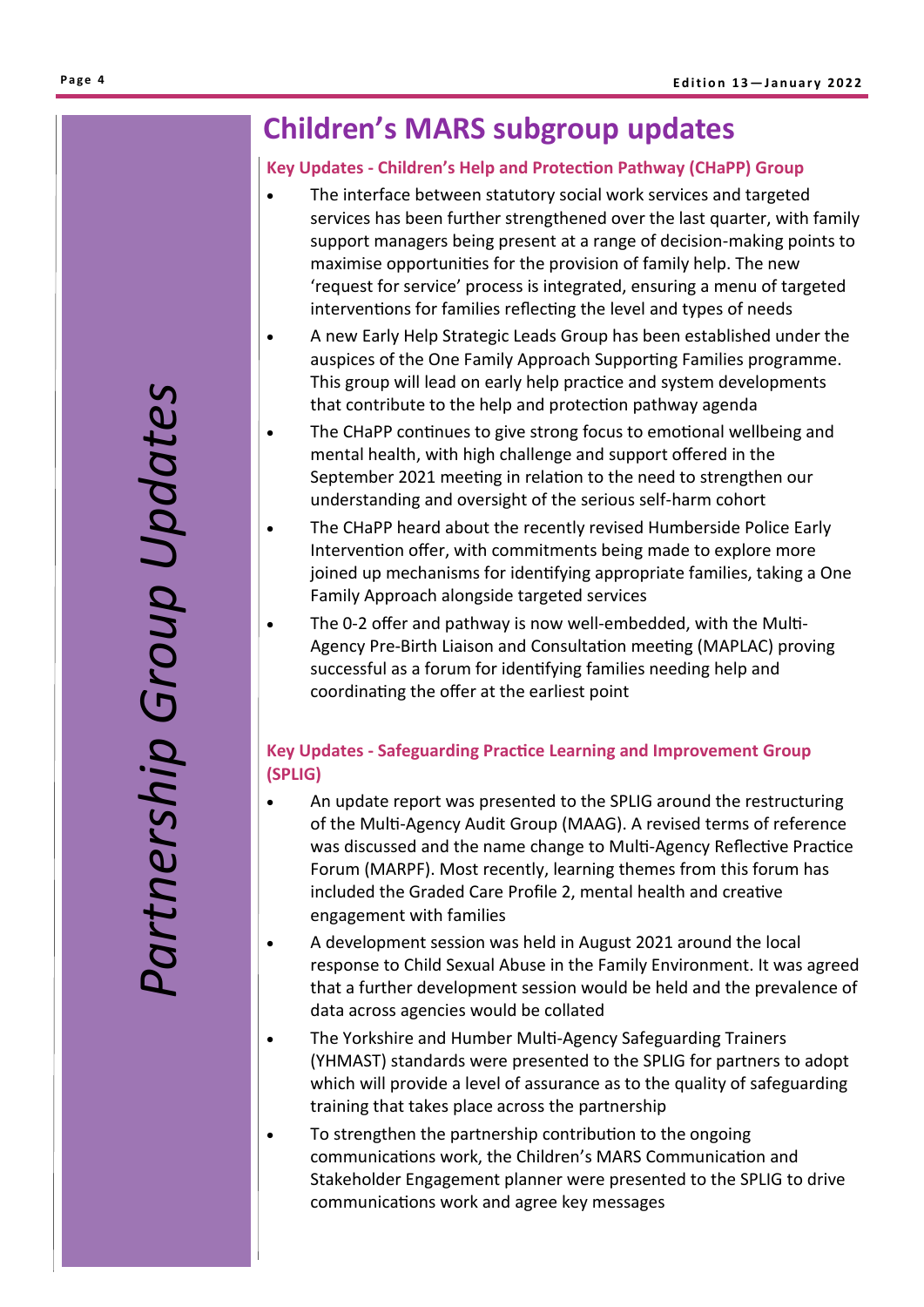*Partnership Group Updates*

# Children's MARS subgroup updates

### Key Updates - Children's Help and Protection Pathway (CHaPP) Group

- The interface between statutory social work services and targeted services has been further strengthened over the last quarter, with family support managers being present at a range of decision-making points to maximise opportunities for the provision of family help. The new 'request for service' process is integrated, ensuring a menu of targeted interventions for families reflecting the level and types of needs
- A new Early Help Strategic Leads Group has been established under the auspices of the One Family Approach Supporting Families programme. This group will lead on early help practice and system developments that contribute to the help and protection pathway agenda
- The CHaPP continues to give strong focus to emotional wellbeing and mental health, with high challenge and support offered in the September 2021 meeting in relation to the need to strengthen our understanding and oversight of the serious self-harm cohort
- The CHaPP heard about the recently revised Humberside Police Early Intervention offer, with commitments being made to explore more joined up mechanisms for identifying appropriate families, taking a One Family Approach alongside targeted services
- The 0-2 offer and pathway is now well-embedded, with the Multi-Agency Pre-Birth Liaison and Consultation meeting (MAPLAC) proving successful as a forum for identifying families needing help and coordinating the offer at the earliest point

### Key Updates - Safeguarding Practice Learning and Improvement Group (SPLIG)

- An update report was presented to the SPLIG around the restructuring of the Multi-Agency Audit Group (MAAG). A revised terms of reference was discussed and the name change to Multi-Agency Reflective Practice Forum (MARPF). Most recently, learning themes from this forum has included the Graded Care Profile 2, mental health and creative engagement with families
- A development session was held in August 2021 around the local response to Child Sexual Abuse in the Family Environment. It was agreed that a further development session would be held and the prevalence of data across agencies would be collated
- The Yorkshire and Humber Multi-Agency Safeguarding Trainers (YHMAST) standards were presented to the SPLIG for partners to adopt which will provide a level of assurance as to the quality of safeguarding training that takes place across the partnership
- To strengthen the partnership contribution to the ongoing communications work, the Children's MARS Communication and Stakeholder Engagement planner were presented to the SPLIG to drive communications work and agree key messages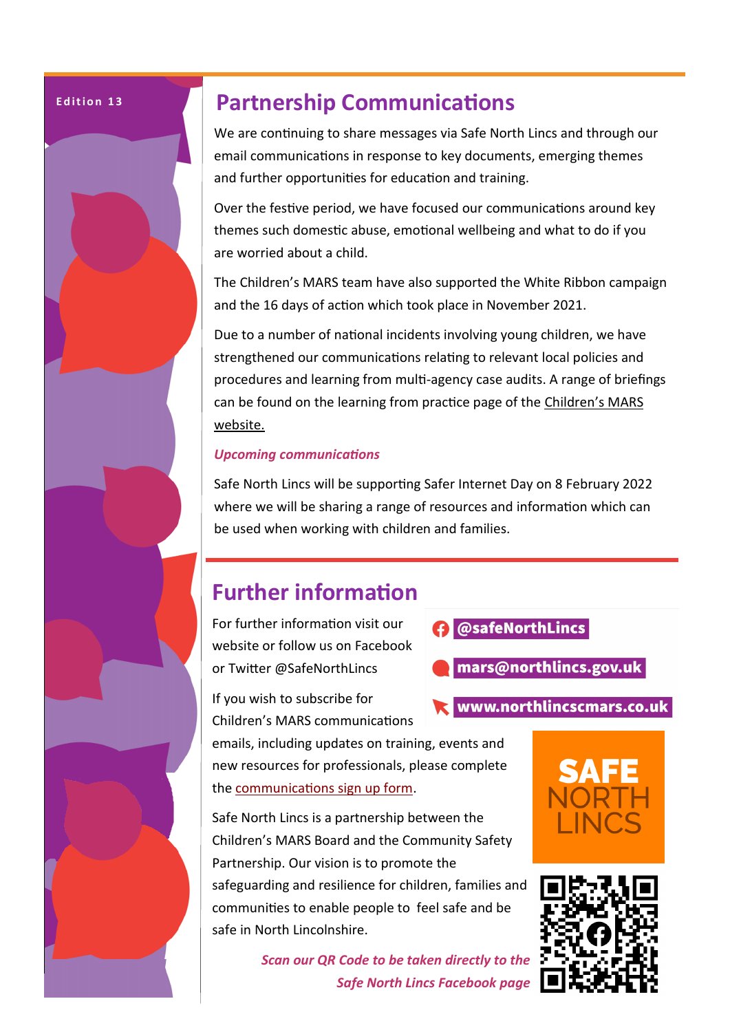## Partnership Communications

We are continuing to share messages via Safe North Lincs and through our email communications in response to key documents, emerging themes and further opportunities for education and training.

Over the festive period, we have focused our communications around key themes such domestic abuse, emotional wellbeing and what to do if you are worried about a child.

The Children's MARS team have also supported the White Ribbon campaign and the 16 days of action which took place in November 2021.

Due to a number of national incidents involving young children, we have strengthened our communications relating to relevant local policies and procedures and learning from multi-agency case audits. A range of briefings can be found on the learning from practice page of the Children's MARS website.

*Upcoming communications*

Safe North Lincs will be supporting Safer Internet Day on 8 February 2022 where we will be sharing a range of resources and information which can be used when working with children and families.

## Further information

For further information visit our website or follow us on Facebook or Twitter @SafeNorthLincs

@safeNorthLincs

mars@northlincs.gov.uk

www.northlincscmars.co.uk

If you wish to subscribe for Children's MARS communications emails, including updates on training, events and new resources for professionals, please complete the communications sign up form.

SAFE NORTH LINCS

Safe North Lincs is a partnership between the Children's MARS Board and the Community Safety Partnership. Our vision is to promote the safeguarding and resilience for children, families and communities to enable people to feel safe and be safe in North Lincolnshire.

***Scan our QR Code to be taken directly to the Safe North Lincs Facebook page***